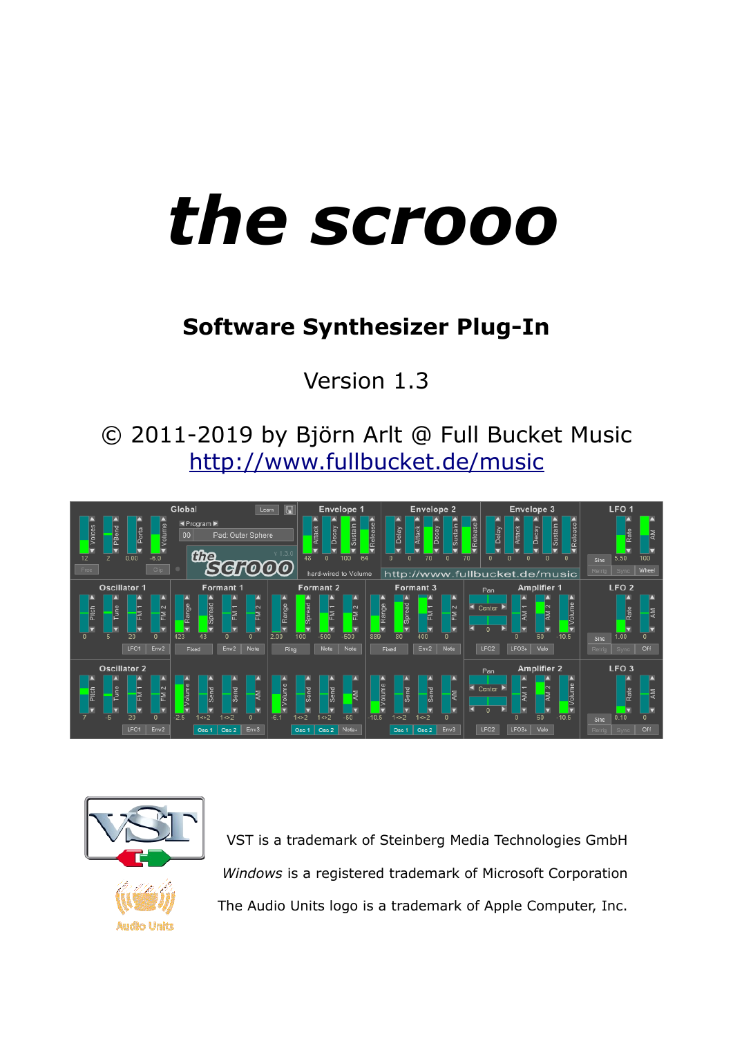# *the scrooo*

## Software Synthesizer Plug-In

Version 1.3

© 2011-2019 by Björn Arlt @ Full Bucket Music
[http://www.fullbucket.de/music](http://www.fullbucket.de/music)

VST is a trademark of Steinberg Media Technologies GmbH

*Windows* is a registered trademark of Microsoft Corporation

The Audio Units logo is a trademark of Apple Computer, Inc.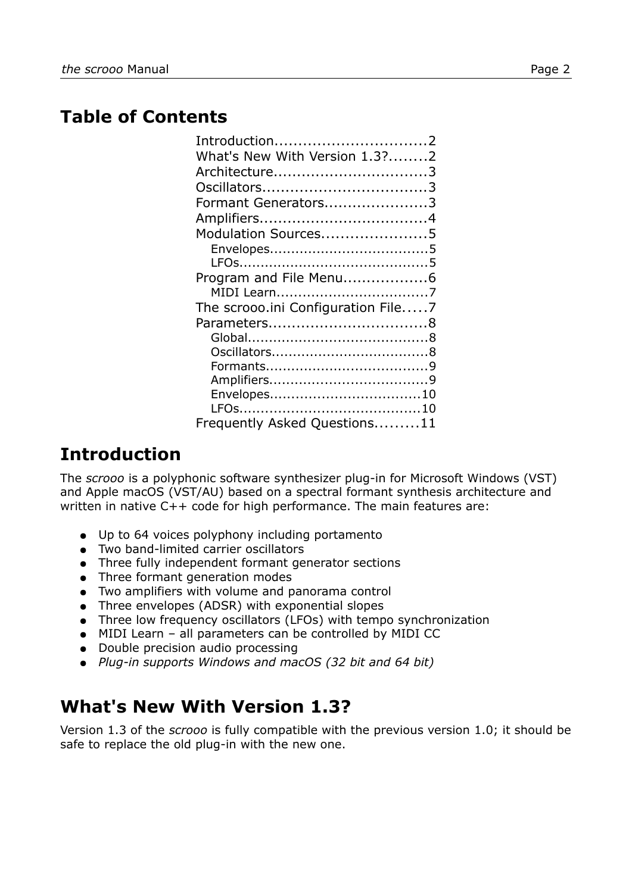## Table of Contents

- Introduction................................2
- What's New With Version 1.3?........2
- Architecture................................3
- Oscillators..................................3
- Formant Generators.....................3
- Amplifiers...................................4
- Modulation Sources.....................5
  - Envelopes....................................5
  - LFOs...........................................5
- Program and File Menu.................6
  - MIDI Learn..................................7
- The scrooo.ini Configuration File.....7
- Parameters.................................8
  - Global.........................................8
  - Oscillators....................................8
  - Formants.....................................9
  - Amplifiers....................................9
  - Envelopes..................................10
  - LFOs.........................................10
- Frequently Asked Questions.........11

## Introduction

The *scrooo* is a polyphonic software synthesizer plug-in for Microsoft Windows (VST) and Apple macOS (VST/AU) based on a spectral formant synthesis architecture and written in native C++ code for high performance. The main features are:

- Up to 64 voices polyphony including portamento
- Two band-limited carrier oscillators
- Three fully independent formant generator sections
- Three formant generation modes
- Two amplifiers with volume and panorama control
- Three envelopes (ADSR) with exponential slopes
- Three low frequency oscillators (LFOs) with tempo synchronization
- MIDI Learn – all parameters can be controlled by MIDI CC
- Double precision audio processing
- *Plug-in supports Windows and macOS (32 bit and 64 bit)*

## What's New With Version 1.3?

Version 1.3 of the *scrooo* is fully compatible with the previous version 1.0; it should be safe to replace the old plug-in with the new one.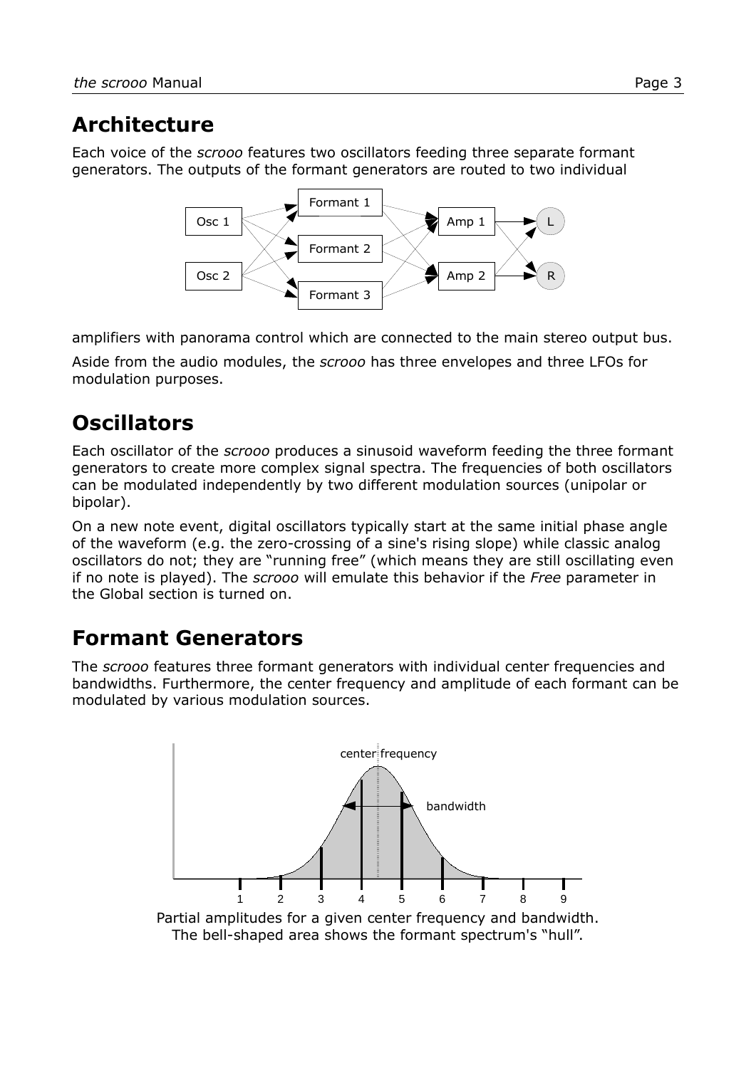## Architecture

Each voice of the *scrooo* features two oscillators feeding three separate formant generators. The outputs of the formant generators are routed to two individual amplifiers with panorama control which are connected to the main stereo output bus.

Aside from the audio modules, the *scrooo* has three envelopes and three LFOs for modulation purposes.

## Oscillators

Each oscillator of the *scrooo* produces a sinusoid waveform feeding the three formant generators to create more complex signal spectra. The frequencies of both oscillators can be modulated independently by two different modulation sources (unipolar or bipolar).

On a new note event, digital oscillators typically start at the same initial phase angle of the waveform (e.g. the zero-crossing of a sine's rising slope) while classic analog oscillators do not; they are "running free" (which means they are still oscillating even if no note is played). The *scrooo* will emulate this behavior if the *Free* parameter in the Global section is turned on.

## Formant Generators

The *scrooo* features three formant generators with individual center frequencies and bandwidths. Furthermore, the center frequency and amplitude of each formant can be modulated by various modulation sources.

Partial amplitudes for a given center frequency and bandwidth.
The bell-shaped area shows the formant spectrum's "hull".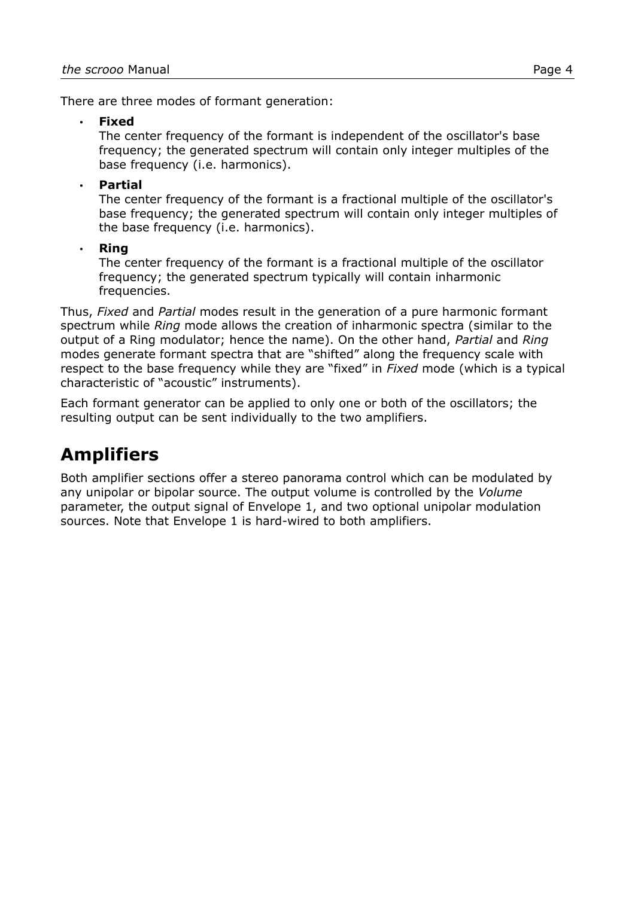There are three modes of formant generation:

- **Fixed**
  The center frequency of the formant is independent of the oscillator's base frequency; the generated spectrum will contain only integer multiples of the base frequency (i.e. harmonics).
- **Partial**
  The center frequency of the formant is a fractional multiple of the oscillator's base frequency; the generated spectrum will contain only integer multiples of the base frequency (i.e. harmonics).
- **Ring**
  The center frequency of the formant is a fractional multiple of the oscillator frequency; the generated spectrum typically will contain inharmonic frequencies.

Thus, *Fixed* and *Partial* modes result in the generation of a pure harmonic formant spectrum while *Ring* mode allows the creation of inharmonic spectra (similar to the output of a Ring modulator; hence the name). On the other hand, *Partial* and *Ring* modes generate formant spectra that are "shifted" along the frequency scale with respect to the base frequency while they are "fixed" in *Fixed* mode (which is a typical characteristic of "acoustic" instruments).

Each formant generator can be applied to only one or both of the oscillators; the resulting output can be sent individually to the two amplifiers.

# Amplifiers

Both amplifier sections offer a stereo panorama control which can be modulated by any unipolar or bipolar source. The output volume is controlled by the *Volume* parameter, the output signal of Envelope 1, and two optional unipolar modulation sources. Note that Envelope 1 is hard-wired to both amplifiers.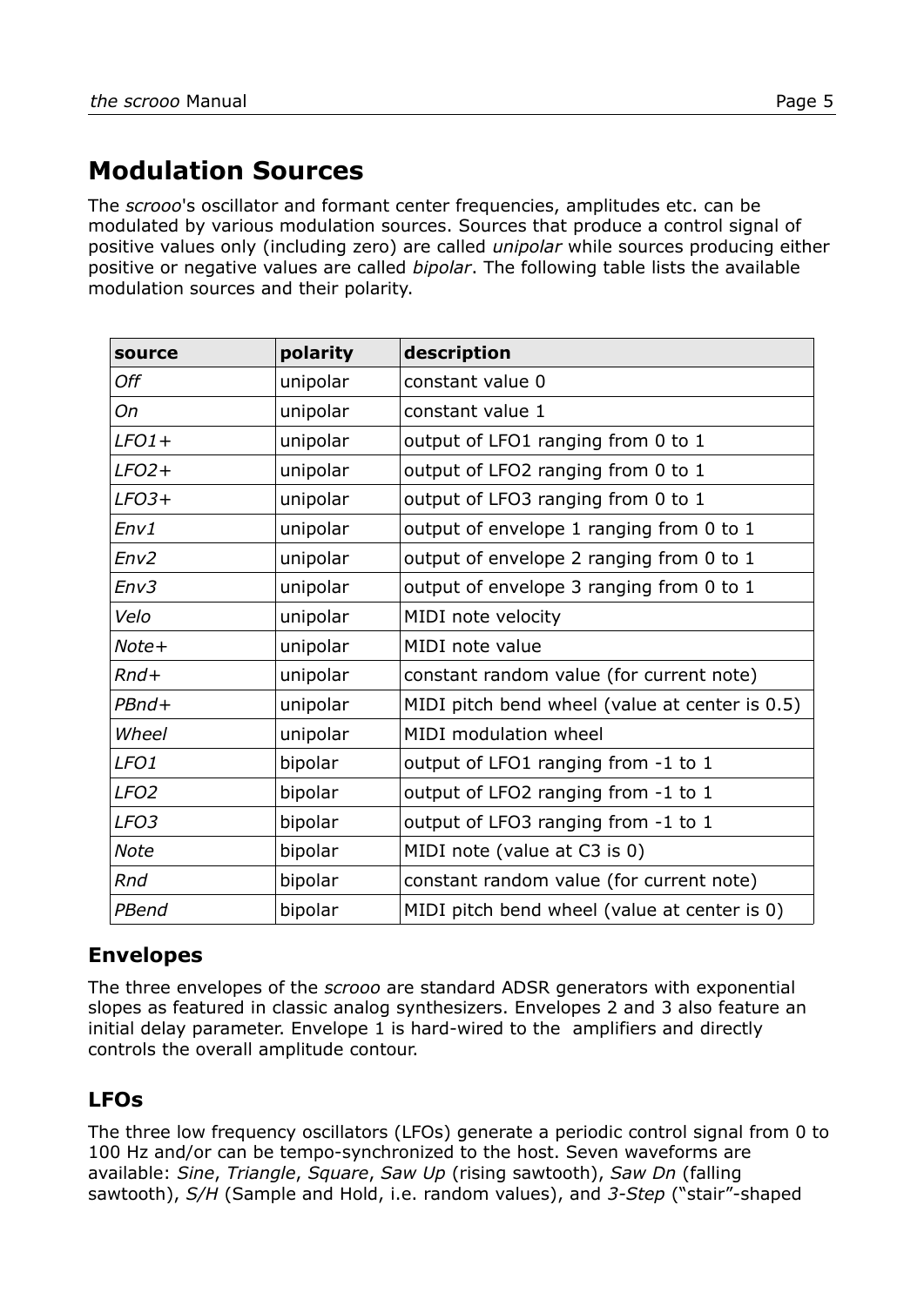## Modulation Sources

The *scrooo*'s oscillator and formant center frequencies, amplitudes etc. can be modulated by various modulation sources. Sources that produce a control signal of positive values only (including zero) are called *unipolar* while sources producing either positive or negative values are called *bipolar*. The following table lists the available modulation sources and their polarity.

| source | polarity | description |
|---|---|---|
| *Off* | unipolar | constant value 0 |
| *On* | unipolar | constant value 1 |
| *LFO1+* | unipolar | output of LFO1 ranging from 0 to 1 |
| *LFO2+* | unipolar | output of LFO2 ranging from 0 to 1 |
| *LFO3+* | unipolar | output of LFO3 ranging from 0 to 1 |
| *Env1* | unipolar | output of envelope 1 ranging from 0 to 1 |
| *Env2* | unipolar | output of envelope 2 ranging from 0 to 1 |
| *Env3* | unipolar | output of envelope 3 ranging from 0 to 1 |
| *Velo* | unipolar | MIDI note velocity |
| *Note+* | unipolar | MIDI note value |
| *Rnd+* | unipolar | constant random value (for current note) |
| *PBnd+* | unipolar | MIDI pitch bend wheel (value at center is 0.5) |
| *Wheel* | unipolar | MIDI modulation wheel |
| *LFO1* | bipolar | output of LFO1 ranging from -1 to 1 |
| *LFO2* | bipolar | output of LFO2 ranging from -1 to 1 |
| *LFO3* | bipolar | output of LFO3 ranging from -1 to 1 |
| *Note* | bipolar | MIDI note (value at C3 is 0) |
| *Rnd* | bipolar | constant random value (for current note) |
| *PBend* | bipolar | MIDI pitch bend wheel (value at center is 0) |

### Envelopes

The three envelopes of the *scrooo* are standard ADSR generators with exponential slopes as featured in classic analog synthesizers. Envelopes 2 and 3 also feature an initial delay parameter. Envelope 1 is hard-wired to the amplifiers and directly controls the overall amplitude contour.

### LFOs

The three low frequency oscillators (LFOs) generate a periodic control signal from 0 to 100 Hz and/or can be tempo-synchronized to the host. Seven waveforms are available: *Sine*, *Triangle*, *Square*, *Saw Up* (rising sawtooth), *Saw Dn* (falling sawtooth), *S/H* (Sample and Hold, i.e. random values), and *3-Step* ("stair"-shaped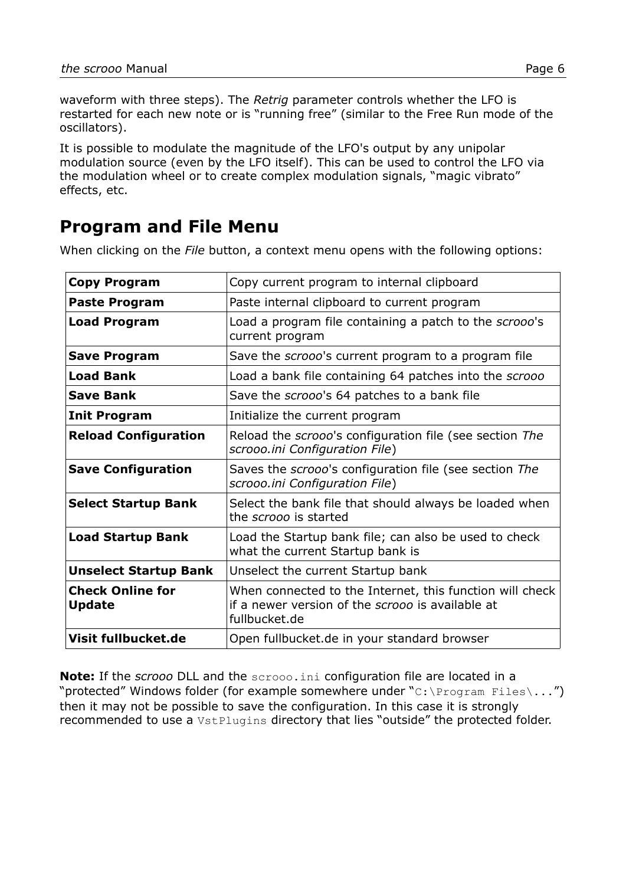waveform with three steps). The *Retrig* parameter controls whether the LFO is restarted for each new note or is "running free" (similar to the Free Run mode of the oscillators).

It is possible to modulate the magnitude of the LFO's output by any unipolar modulation source (even by the LFO itself). This can be used to control the LFO via the modulation wheel or to create complex modulation signals, "magic vibrato" effects, etc.

## Program and File Menu

When clicking on the *File* button, a context menu opens with the following options:

| | |
|---|---|
| **Copy Program** | Copy current program to internal clipboard |
| **Paste Program** | Paste internal clipboard to current program |
| **Load Program** | Load a program file containing a patch to the *scrooo*'s current program |
| **Save Program** | Save the *scrooo*'s current program to a program file |
| **Load Bank** | Load a bank file containing 64 patches into the *scrooo* |
| **Save Bank** | Save the *scrooo*'s 64 patches to a bank file |
| **Init Program** | Initialize the current program |
| **Reload Configuration** | Reload the *scrooo*'s configuration file (see section *The scrooo.ini Configuration File*) |
| **Save Configuration** | Saves the *scrooo*'s configuration file (see section *The scrooo.ini Configuration File*) |
| **Select Startup Bank** | Select the bank file that should always be loaded when the *scrooo* is started |
| **Load Startup Bank** | Load the Startup bank file; can also be used to check what the current Startup bank is |
| **Unselect Startup Bank** | Unselect the current Startup bank |
| **Check Online for Update** | When connected to the Internet, this function will check if a newer version of the *scrooo* is available at fullbucket.de |
| **Visit fullbucket.de** | Open fullbucket.de in your standard browser |

**Note:** If the *scrooo* DLL and the `scrooo.ini` configuration file are located in a "protected" Windows folder (for example somewhere under "`C:\Program Files\...`") then it may not be possible to save the configuration. In this case it is strongly recommended to use a `VstPlugins` directory that lies "outside" the protected folder.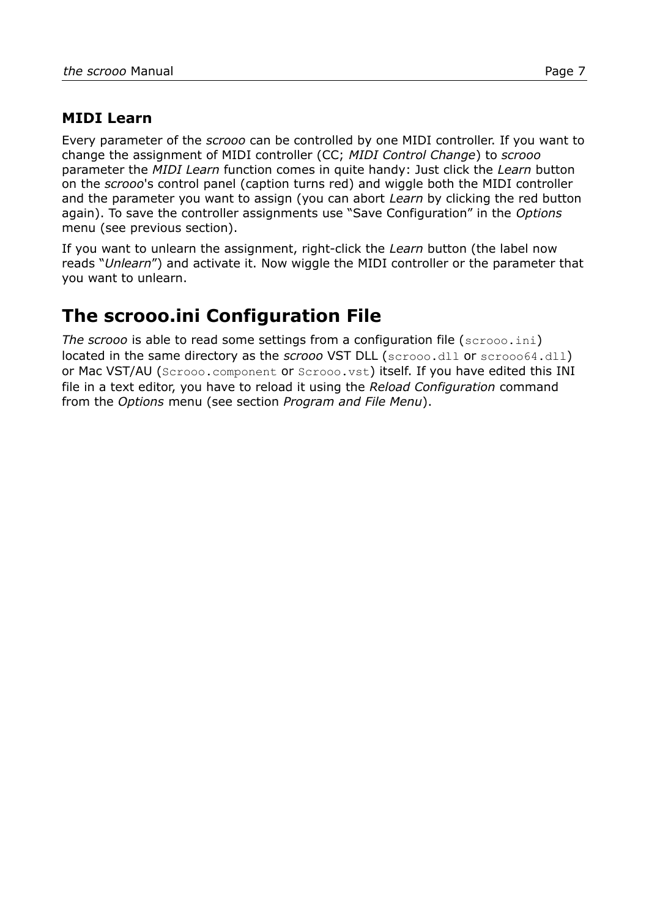### MIDI Learn

Every parameter of the *scrooo* can be controlled by one MIDI controller. If you want to change the assignment of MIDI controller (CC; *MIDI Control Change*) to *scrooo* parameter the *MIDI Learn* function comes in quite handy: Just click the *Learn* button on the *scrooo*'s control panel (caption turns red) and wiggle both the MIDI controller and the parameter you want to assign (you can abort *Learn* by clicking the red button again). To save the controller assignments use "Save Configuration" in the *Options* menu (see previous section).

If you want to unlearn the assignment, right-click the *Learn* button (the label now reads "*Unlearn*") and activate it. Now wiggle the MIDI controller or the parameter that you want to unlearn.

## The scrooo.ini Configuration File

*The scrooo* is able to read some settings from a configuration file (`scrooo.ini`) located in the same directory as the *scrooo* VST DLL (`scrooo.dll` or `scrooo64.dll`) or Mac VST/AU (`Scrooo.component` or `Scrooo.vst`) itself. If you have edited this INI file in a text editor, you have to reload it using the *Reload Configuration* command from the *Options* menu (see section *Program and File Menu*).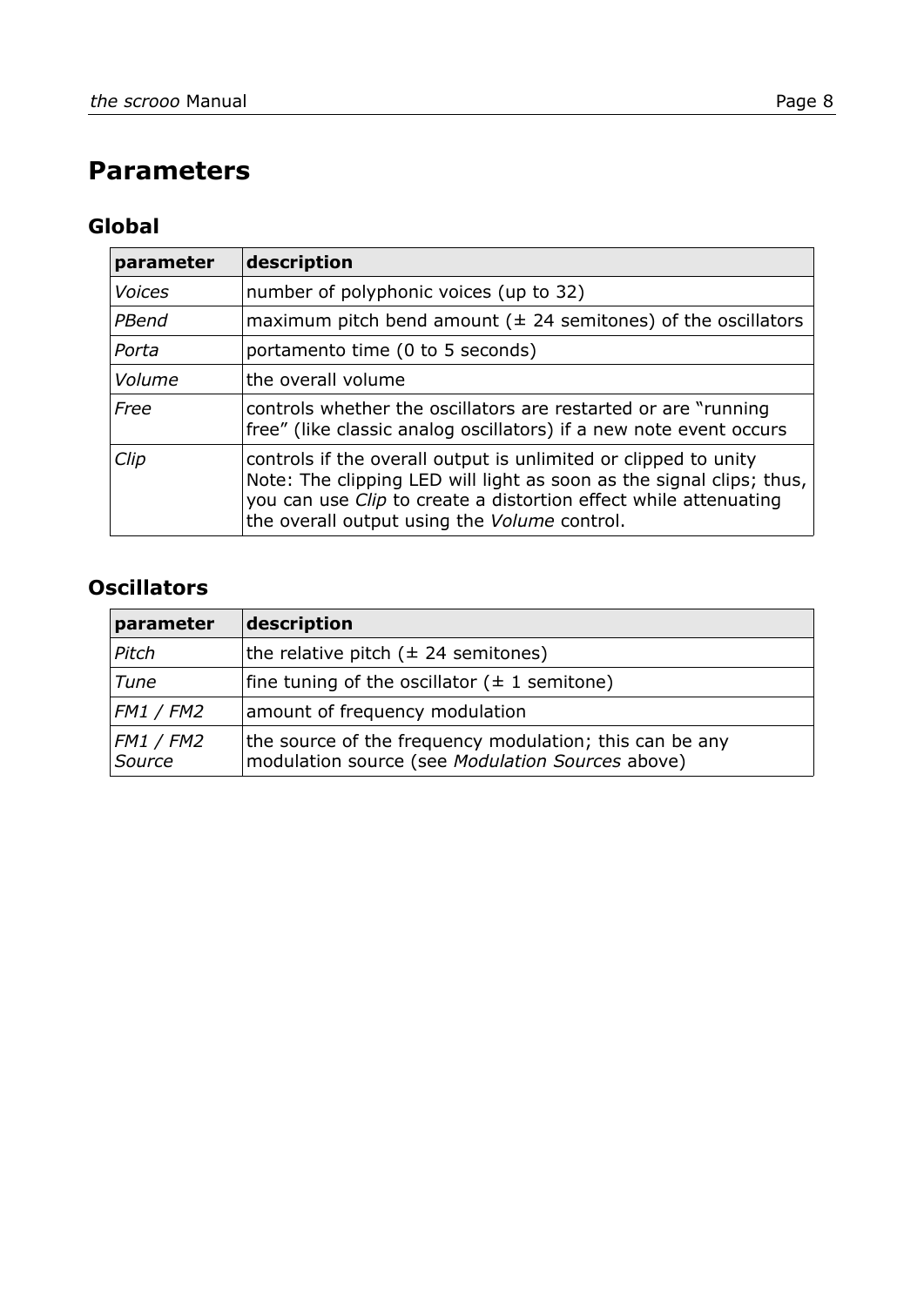# Parameters

## Global

| parameter | description |
|---|---|
| *Voices* | number of polyphonic voices (up to 32) |
| *PBend* | maximum pitch bend amount (± 24 semitones) of the oscillators |
| *Porta* | portamento time (0 to 5 seconds) |
| *Volume* | the overall volume |
| *Free* | controls whether the oscillators are restarted or are "running free" (like classic analog oscillators) if a new note event occurs |
| *Clip* | controls if the overall output is unlimited or clipped to unity Note: The clipping LED will light as soon as the signal clips; thus, you can use *Clip* to create a distortion effect while attenuating the overall output using the *Volume* control. |

## Oscillators

| parameter | description |
|---|---|
| *Pitch* | the relative pitch (± 24 semitones) |
| *Tune* | fine tuning of the oscillator (± 1 semitone) |
| *FM1 / FM2* | amount of frequency modulation |
| *FM1 / FM2 Source* | the source of the frequency modulation; this can be any modulation source (see *Modulation Sources* above) |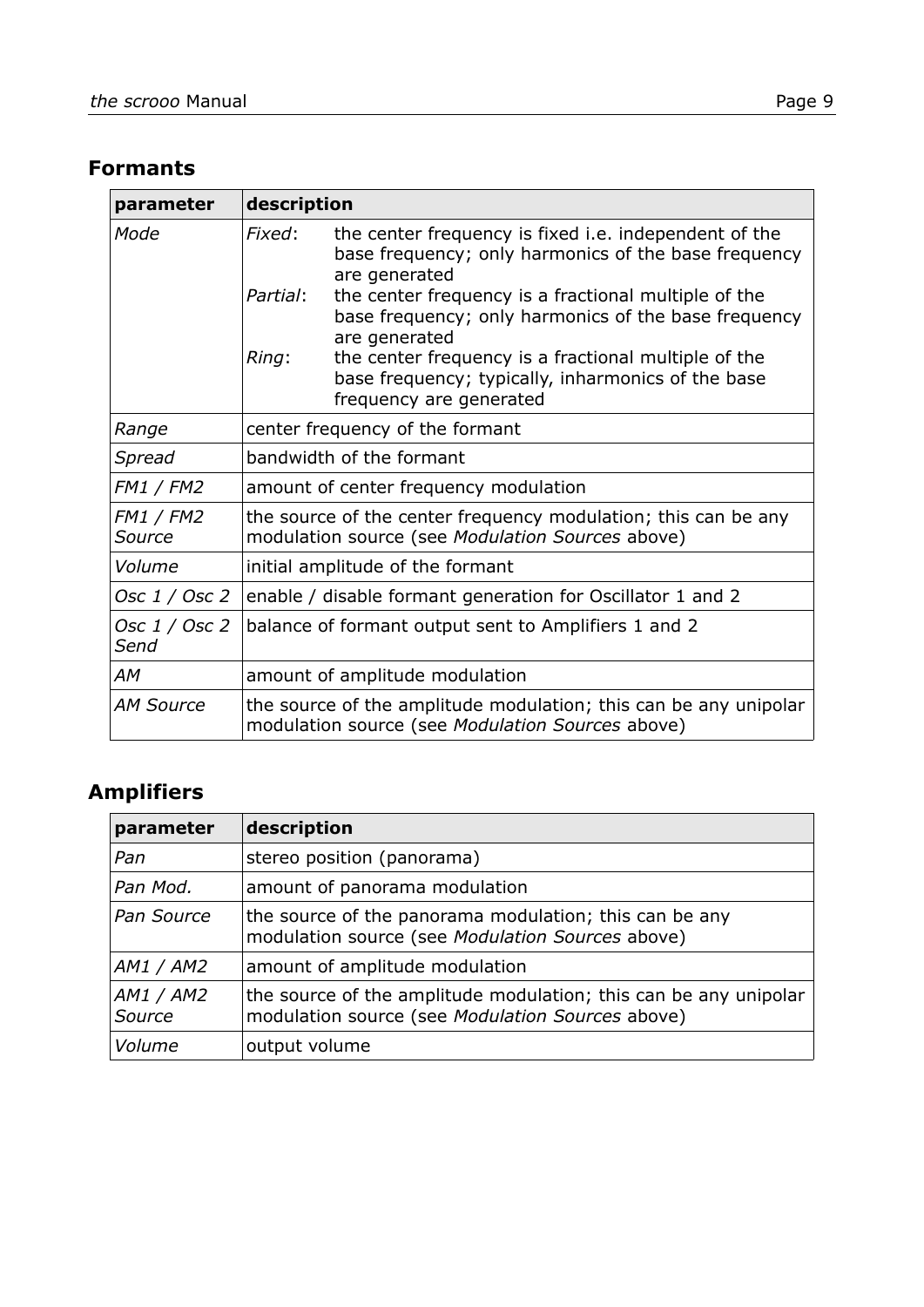## Formants

| parameter | description |
|---|---|
| *Mode* | *Fixed*: the center frequency is fixed i.e. independent of the base frequency; only harmonics of the base frequency are generated<br>*Partial*: the center frequency is a fractional multiple of the base frequency; only harmonics of the base frequency are generated<br>*Ring*: the center frequency is a fractional multiple of the base frequency; typically, inharmonics of the base frequency are generated |
| *Range* | center frequency of the formant |
| *Spread* | bandwidth of the formant |
| *FM1 / FM2* | amount of center frequency modulation |
| *FM1 / FM2 Source* | the source of the center frequency modulation; this can be any modulation source (see *Modulation Sources* above) |
| *Volume* | initial amplitude of the formant |
| *Osc 1 / Osc 2* | enable / disable formant generation for Oscillator 1 and 2 |
| *Osc 1 / Osc 2 Send* | balance of formant output sent to Amplifiers 1 and 2 |
| *AM* | amount of amplitude modulation |
| *AM Source* | the source of the amplitude modulation; this can be any unipolar modulation source (see *Modulation Sources* above) |

## Amplifiers

| parameter | description |
|---|---|
| *Pan* | stereo position (panorama) |
| *Pan Mod.* | amount of panorama modulation |
| *Pan Source* | the source of the panorama modulation; this can be any modulation source (see *Modulation Sources* above) |
| *AM1 / AM2* | amount of amplitude modulation |
| *AM1 / AM2 Source* | the source of the amplitude modulation; this can be any unipolar modulation source (see *Modulation Sources* above) |
| *Volume* | output volume |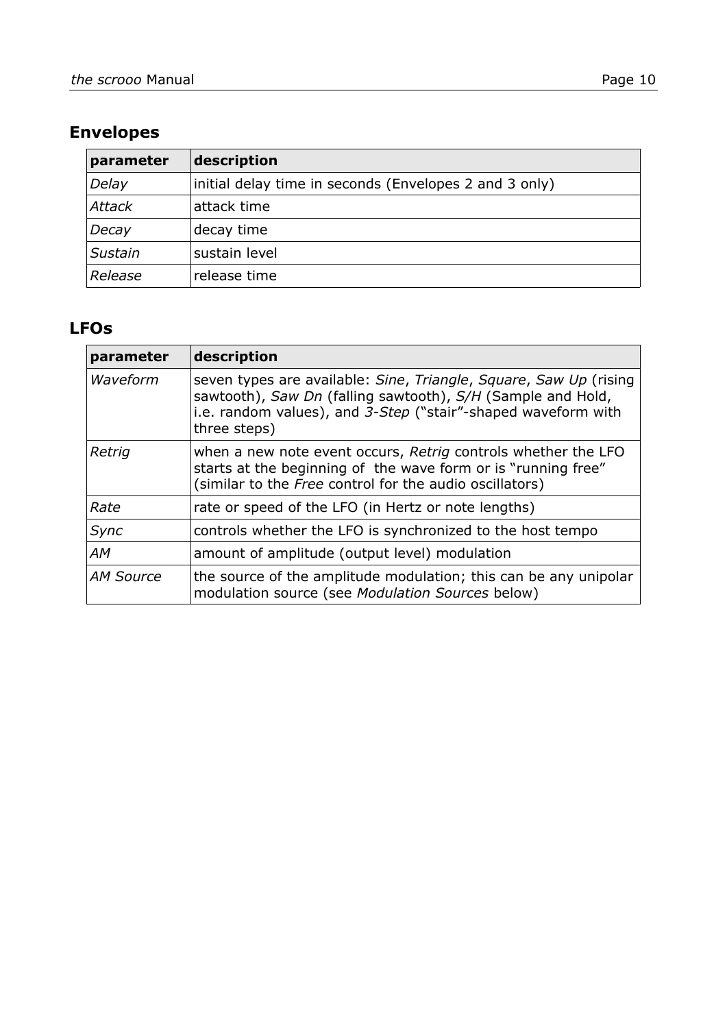## Envelopes

| parameter | description |
|---|---|
| *Delay* | initial delay time in seconds (Envelopes 2 and 3 only) |
| *Attack* | attack time |
| *Decay* | decay time |
| *Sustain* | sustain level |
| *Release* | release time |

## LFOs

| parameter | description |
|---|---|
| *Waveform* | seven types are available: *Sine*, *Triangle*, *Square*, *Saw Up* (rising sawtooth), *Saw Dn* (falling sawtooth), *S/H* (Sample and Hold, i.e. random values), and *3-Step* ("stair"-shaped waveform with three steps) |
| *Retrig* | when a new note event occurs, *Retrig* controls whether the LFO starts at the beginning of the wave form or is "running free" (similar to the *Free* control for the audio oscillators) |
| *Rate* | rate or speed of the LFO (in Hertz or note lengths) |
| *Sync* | controls whether the LFO is synchronized to the host tempo |
| *AM* | amount of amplitude (output level) modulation |
| *AM Source* | the source of the amplitude modulation; this can be any unipolar modulation source (see *Modulation Sources* below) |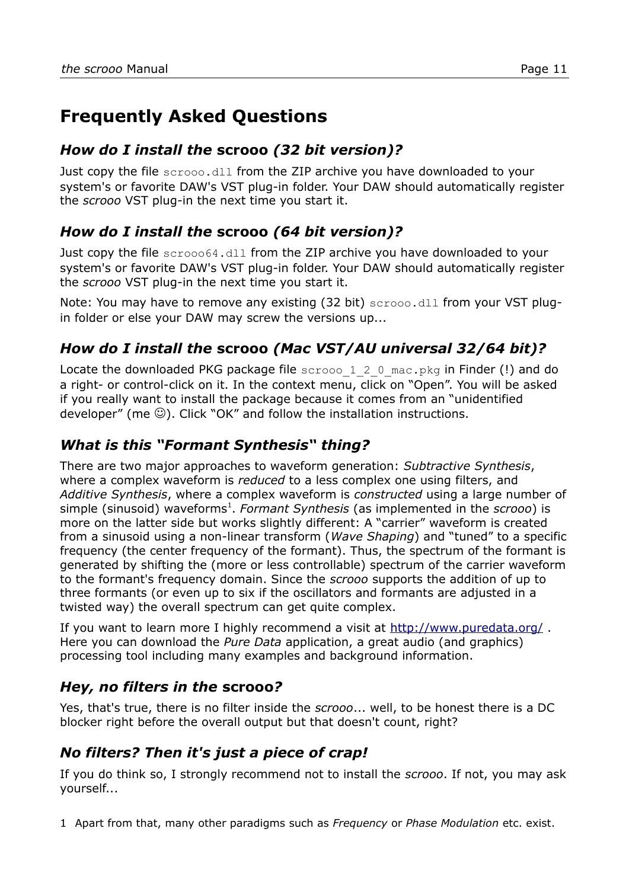# Frequently Asked Questions

## *How do I install the* **scrooo** *(32 bit version)?*

Just copy the file `scrooo.dll` from the ZIP archive you have downloaded to your system's or favorite DAW's VST plug-in folder. Your DAW should automatically register the *scrooo* VST plug-in the next time you start it.

## *How do I install the* **scrooo** *(64 bit version)?*

Just copy the file `scrooo64.dll` from the ZIP archive you have downloaded to your system's or favorite DAW's VST plug-in folder. Your DAW should automatically register the *scrooo* VST plug-in the next time you start it.

Note: You may have to remove any existing (32 bit) `scrooo.dll` from your VST plug-in folder or else your DAW may screw the versions up...

## *How do I install the* **scrooo** *(Mac VST/AU universal 32/64 bit)?*

Locate the downloaded PKG package file `scrooo_1_2_0_mac.pkg` in Finder (!) and do a right- or control-click on it. In the context menu, click on "Open". You will be asked if you really want to install the package because it comes from an "unidentified developer" (me ☺). Click "OK" and follow the installation instructions.

## *What is this "Formant Synthesis" thing?*

There are two major approaches to waveform generation: *Subtractive Synthesis*, where a complex waveform is *reduced* to a less complex one using filters, and *Additive Synthesis*, where a complex waveform is *constructed* using a large number of simple (sinusoid) waveforms[1]. *Formant Synthesis* (as implemented in the *scrooo*) is more on the latter side but works slightly different: A "carrier" waveform is created from a sinusoid using a non-linear transform (*Wave Shaping*) and "tuned" to a specific frequency (the center frequency of the formant). Thus, the spectrum of the formant is generated by shifting the (more or less controllable) spectrum of the carrier waveform to the formant's frequency domain. Since the *scrooo* supports the addition of up to three formants (or even up to six if the oscillators and formants are adjusted in a twisted way) the overall spectrum can get quite complex.

If you want to learn more I highly recommend a visit at http://www.puredata.org/ . Here you can download the *Pure Data* application, a great audio (and graphics) processing tool including many examples and background information.

## *Hey, no filters in the* **scrooo***?*

Yes, that's true, there is no filter inside the *scrooo*... well, to be honest there is a DC blocker right before the overall output but that doesn't count, right?

## *No filters? Then it's just a piece of crap!*

If you do think so, I strongly recommend not to install the *scrooo*. If not, you may ask yourself...

1 Apart from that, many other paradigms such as *Frequency* or *Phase Modulation* etc. exist.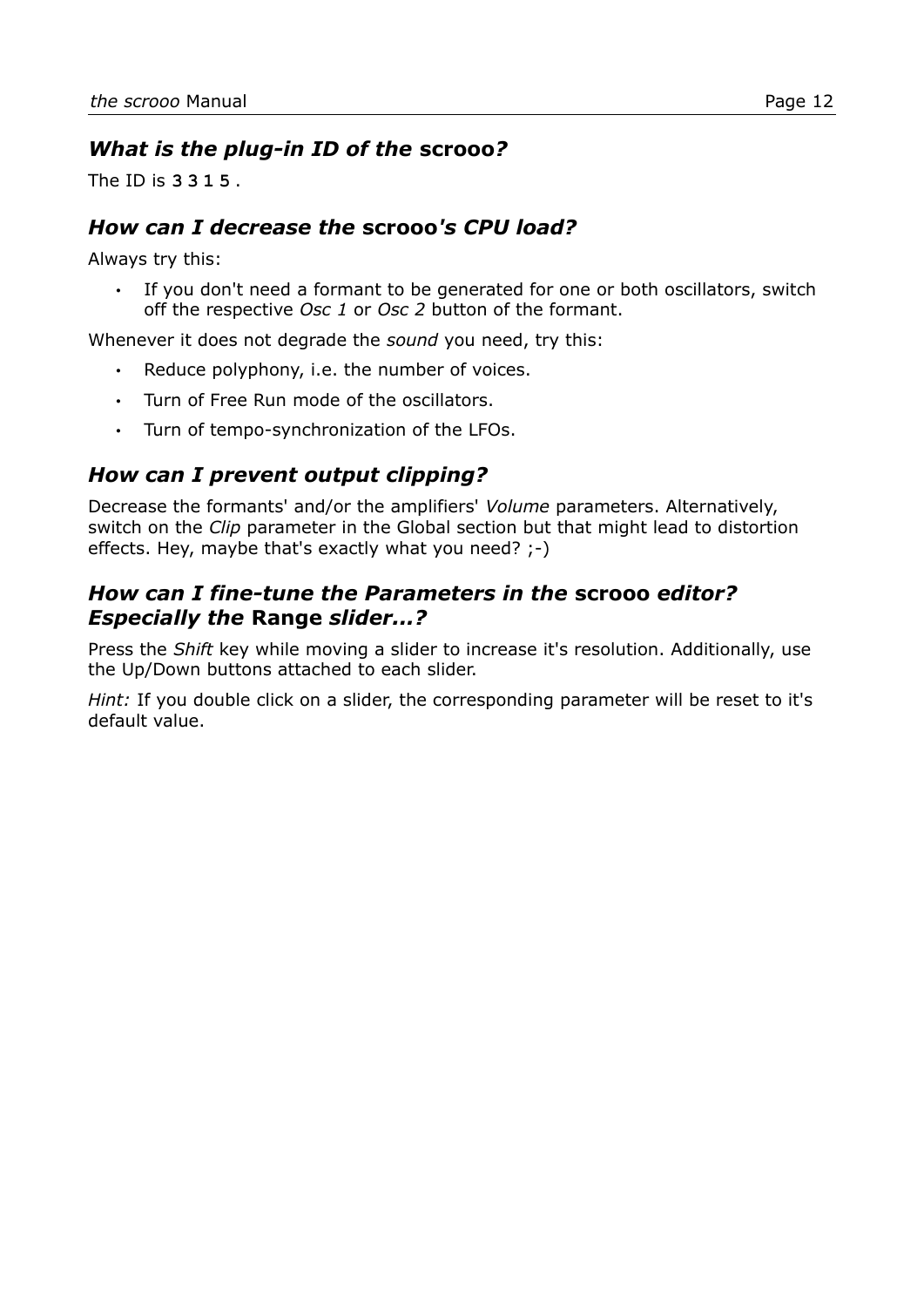### *What is the plug-in ID of the* scrooo*?*

The ID is 3 3 1 5 .

### *How can I decrease the* scrooo*'s CPU load?*

Always try this:

- If you don't need a formant to be generated for one or both oscillators, switch off the respective *Osc 1* or *Osc 2* button of the formant.

Whenever it does not degrade the *sound* you need, try this:

- Reduce polyphony, i.e. the number of voices.
- Turn of Free Run mode of the oscillators.
- Turn of tempo-synchronization of the LFOs.

### *How can I prevent output clipping?*

Decrease the formants' and/or the amplifiers' *Volume* parameters. Alternatively, switch on the *Clip* parameter in the Global section but that might lead to distortion effects. Hey, maybe that's exactly what you need? ;-)

### *How can I fine-tune the Parameters in the* scrooo *editor? Especially the* Range *slider...?*

Press the *Shift* key while moving a slider to increase it's resolution. Additionally, use the Up/Down buttons attached to each slider.

*Hint:* If you double click on a slider, the corresponding parameter will be reset to it's default value.